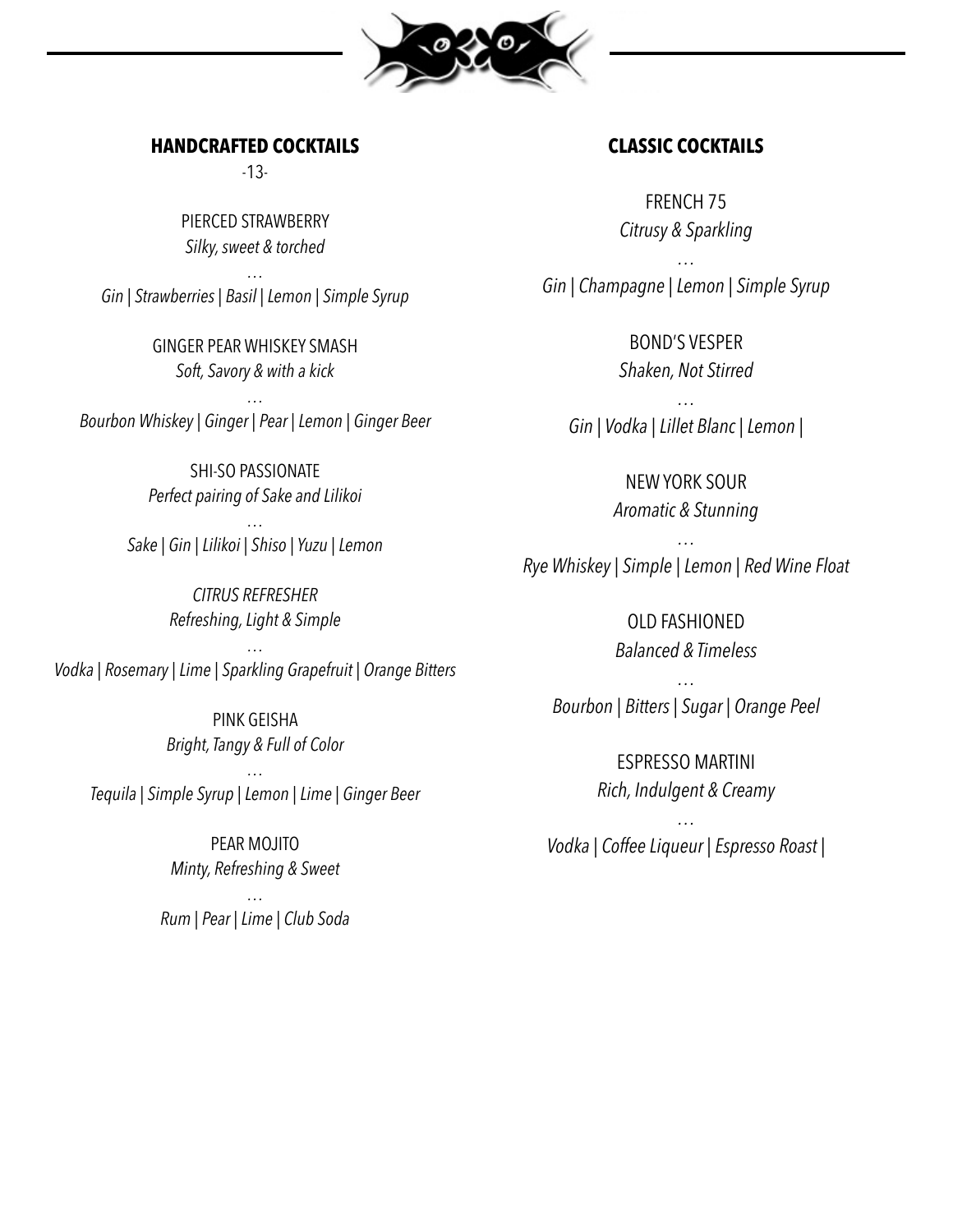## HANDCRAFTED COCKTAILS

-13-

PIERCED STRAWBERRY
*Silky, sweet & torched*
…
*Gin | Strawberries | Basil | Lemon | Simple Syrup*

GINGER PEAR WHISKEY SMASH
*Soft, Savory & with a kick*
…
*Bourbon Whiskey | Ginger | Pear | Lemon | Ginger Beer*

SHI-SO PASSIONATE
*Perfect pairing of Sake and Lilikoi*
…
*Sake | Gin | Lilikoi | Shiso | Yuzu | Lemon*

*CITRUS REFRESHER*
*Refreshing, Light & Simple*
…
*Vodka | Rosemary | Lime | Sparkling Grapefruit | Orange Bitters*

PINK GEISHA
*Bright, Tangy & Full of Color*
…
*Tequila | Simple Syrup | Lemon | Lime | Ginger Beer*

PEAR MOJITO
*Minty, Refreshing & Sweet*
…
*Rum | Pear | Lime | Club Soda*

## CLASSIC COCKTAILS

FRENCH 75
*Citrusy & Sparkling*
…
*Gin | Champagne | Lemon | Simple Syrup*

BOND'S VESPER
*Shaken, Not Stirred*
…
*Gin | Vodka | Lillet Blanc | Lemon |*

NEW YORK SOUR
*Aromatic & Stunning*
…
*Rye Whiskey | Simple | Lemon | Red Wine Float*

OLD FASHIONED
*Balanced & Timeless*
…
*Bourbon | Bitters | Sugar | Orange Peel*

ESPRESSO MARTINI
*Rich, Indulgent & Creamy*
…
*Vodka | Coffee Liqueur | Espresso Roast |*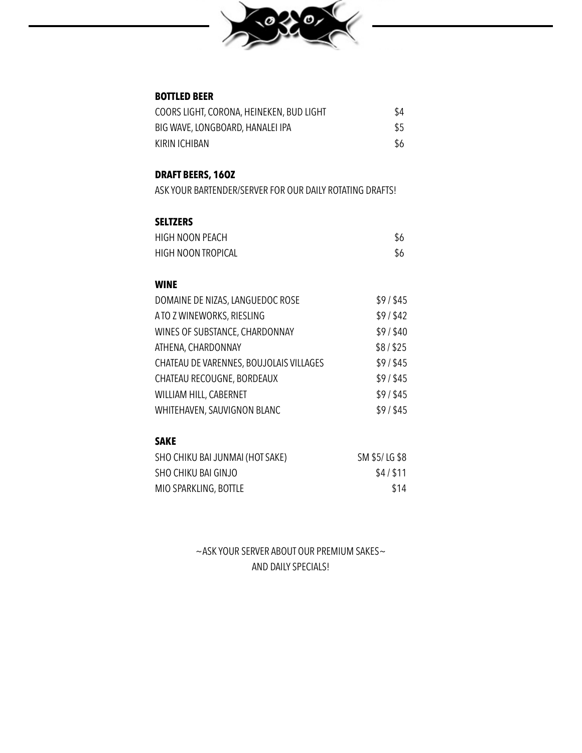## BOTTLED BEER

| | |
|---|---|
| COORS LIGHT, CORONA, HEINEKEN, BUD LIGHT | $4 |
| BIG WAVE, LONGBOARD, HANALEI IPA | $5 |
| KIRIN ICHIBAN | $6 |

## DRAFT BEERS, 16OZ

ASK YOUR BARTENDER/SERVER FOR OUR DAILY ROTATING DRAFTS!

## SELTZERS

| | |
|---|---|
| HIGH NOON PEACH | $6 |
| HIGH NOON TROPICAL | $6 |

## WINE

| | |
|---|---|
| DOMAINE DE NIZAS, LANGUEDOC ROSE | $9 / $45 |
| A TO Z WINEWORKS, RIESLING | $9 / $42 |
| WINES OF SUBSTANCE, CHARDONNAY | $9 / $40 |
| ATHENA, CHARDONNAY | $8 / $25 |
| CHATEAU DE VARENNES, BOUJOLAIS VILLAGES | $9 / $45 |
| CHATEAU RECOUGNE, BORDEAUX | $9 / $45 |
| WILLIAM HILL, CABERNET | $9 / $45 |
| WHITEHAVEN, SAUVIGNON BLANC | $9 / $45 |

## SAKE

| | |
|---|---|
| SHO CHIKU BAI JUNMAI (HOT SAKE) | SM $5/ LG $8 |
| SHO CHIKU BAI GINJO | $4 / $11 |
| MIO SPARKLING, BOTTLE | $14 |

~ASK YOUR SERVER ABOUT OUR PREMIUM SAKES~
AND DAILY SPECIALS!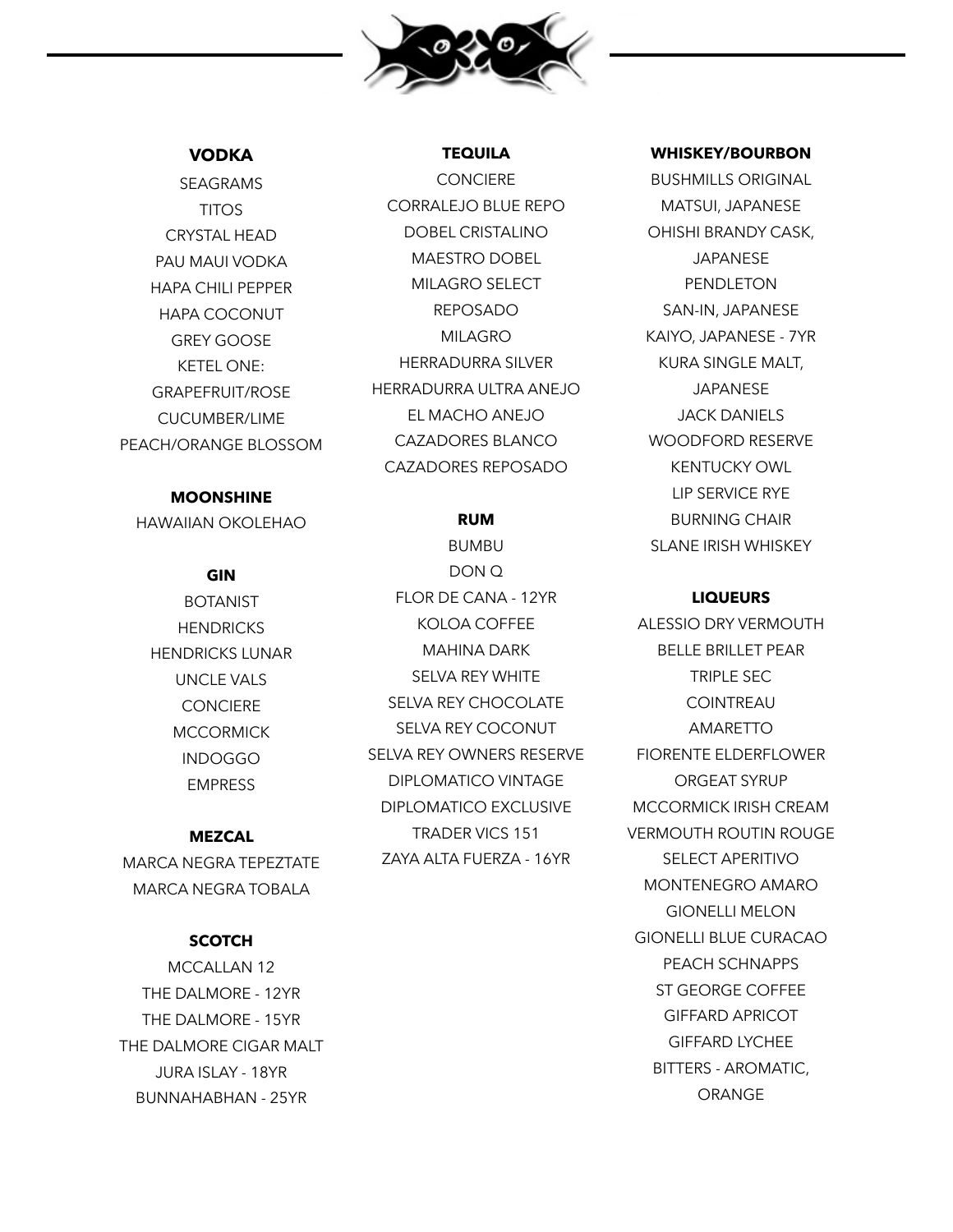## VODKA

SEAGRAMS
TITOS
CRYSTAL HEAD
PAU MAUI VODKA
HAPA CHILI PEPPER
HAPA COCONUT
GREY GOOSE
KETEL ONE:
GRAPEFRUIT/ROSE
CUCUMBER/LIME
PEACH/ORANGE BLOSSOM

## MOONSHINE

HAWAIIAN OKOLEHAO

## GIN

BOTANIST
HENDRICKS
HENDRICKS LUNAR
UNCLE VALS
CONCIERE
MCCORMICK
INDOGGO
EMPRESS

## MEZCAL

MARCA NEGRA TEPEZTATE
MARCA NEGRA TOBALA

## SCOTCH

MCCALLAN 12
THE DALMORE - 12YR
THE DALMORE - 15YR
THE DALMORE CIGAR MALT
JURA ISLAY - 18YR
BUNNAHABHAN - 25YR

## TEQUILA

CONCIERE
CORRALEJO BLUE REPO
DOBEL CRISTALINO
MAESTRO DOBEL
MILAGRO SELECT
REPOSADO
MILAGRO
HERRADURRA SILVER
HERRADURRA ULTRA ANEJO
EL MACHO ANEJO
CAZADORES BLANCO
CAZADORES REPOSADO

## RUM

BUMBU
DON Q
FLOR DE CANA - 12YR
KOLOA COFFEE
MAHINA DARK
SELVA REY WHITE
SELVA REY CHOCOLATE
SELVA REY COCONUT
SELVA REY OWNERS RESERVE
DIPLOMATICO VINTAGE
DIPLOMATICO EXCLUSIVE
TRADER VICS 151
ZAYA ALTA FUERZA - 16YR

## WHISKEY/BOURBON

BUSHMILLS ORIGINAL
MATSUI, JAPANESE
OHISHI BRANDY CASK,
JAPANESE
PENDLETON
SAN-IN, JAPANESE
KAIYO, JAPANESE - 7YR
KURA SINGLE MALT,
JAPANESE
JACK DANIELS
WOODFORD RESERVE
KENTUCKY OWL
LIP SERVICE RYE
BURNING CHAIR
SLANE IRISH WHISKEY

## LIQUEURS

ALESSIO DRY VERMOUTH
BELLE BRILLET PEAR
TRIPLE SEC
COINTREAU
AMARETTO
FIORENTE ELDERFLOWER
ORGEAT SYRUP
MCCORMICK IRISH CREAM
VERMOUTH ROUTIN ROUGE
SELECT APERITIVO
MONTENEGRO AMARO
GIONELLI MELON
GIONELLI BLUE CURACAO
PEACH SCHNAPPS
ST GEORGE COFFEE
GIFFARD APRICOT
GIFFARD LYCHEE
BITTERS - AROMATIC,
ORANGE